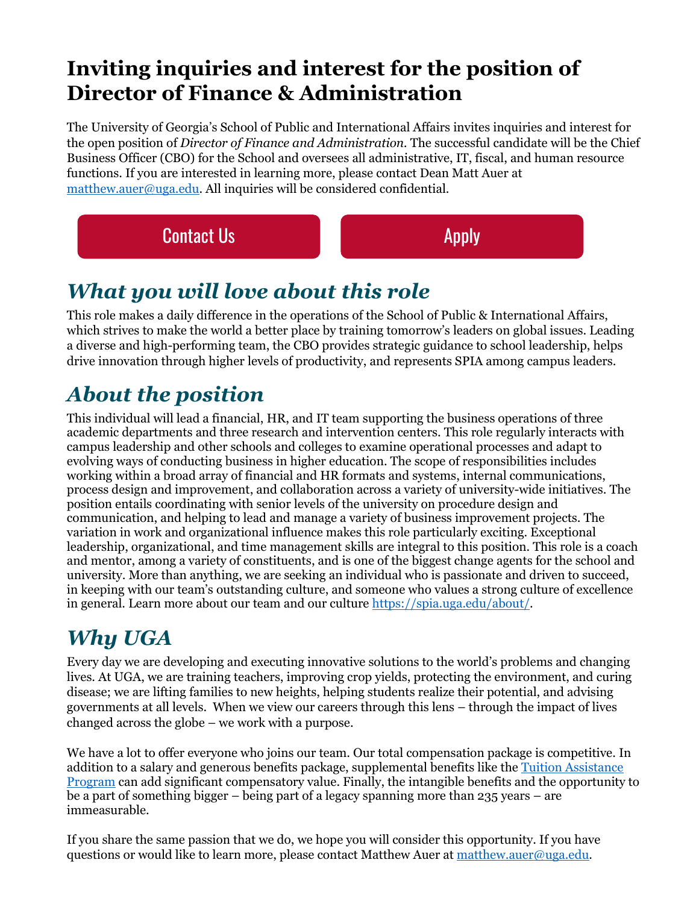# Inviting inquiries and interest for the position of Director of Finance & Administration

The University of Georgia's School of Public and International Affairs invites inquiries and interest for the open position of *Director of Finance and Administration*. The successful candidate will be the Chief Business Officer (CBO) for the School and oversees all administrative, IT, fiscal, and human resource functions. If you are interested in learning more, please contact Dean Matt Auer at [matthew.auer@uga.edu](mailto:matthew.auer@uga.edu). All inquiries will be considered confidential.

Contact Us | Apply

## *What you will love about this role*

This role makes a daily difference in the operations of the School of Public & International Affairs, which strives to make the world a better place by training tomorrow's leaders on global issues. Leading a diverse and high-performing team, the CBO provides strategic guidance to school leadership, helps drive innovation through higher levels of productivity, and represents SPIA among campus leaders.

## *About the position*

This individual will lead a financial, HR, and IT team supporting the business operations of three academic departments and three research and intervention centers. This role regularly interacts with campus leadership and other schools and colleges to examine operational processes and adapt to evolving ways of conducting business in higher education. The scope of responsibilities includes working within a broad array of financial and HR formats and systems, internal communications, process design and improvement, and collaboration across a variety of university-wide initiatives. The position entails coordinating with senior levels of the university on procedure design and communication, and helping to lead and manage a variety of business improvement projects. The variation in work and organizational influence makes this role particularly exciting. Exceptional leadership, organizational, and time management skills are integral to this position. This role is a coach and mentor, among a variety of constituents, and is one of the biggest change agents for the school and university. More than anything, we are seeking an individual who is passionate and driven to succeed, in keeping with our team's outstanding culture, and someone who values a strong culture of excellence in general. Learn more about our team and our culture [https://spia.uga.edu/about/](https://spia.uga.edu/about/).

## *Why UGA*

Every day we are developing and executing innovative solutions to the world's problems and changing lives. At UGA, we are training teachers, improving crop yields, protecting the environment, and curing disease; we are lifting families to new heights, helping students realize their potential, and advising governments at all levels. When we view our careers through this lens – through the impact of lives changed across the globe – we work with a purpose.

We have a lot to offer everyone who joins our team. Our total compensation package is competitive. In addition to a salary and generous benefits package, supplemental benefits like the Tuition Assistance Program can add significant compensatory value. Finally, the intangible benefits and the opportunity to be a part of something bigger – being part of a legacy spanning more than 235 years – are immeasurable.

If you share the same passion that we do, we hope you will consider this opportunity. If you have questions or would like to learn more, please contact Matthew Auer at [matthew.auer@uga.edu](mailto:matthew.auer@uga.edu).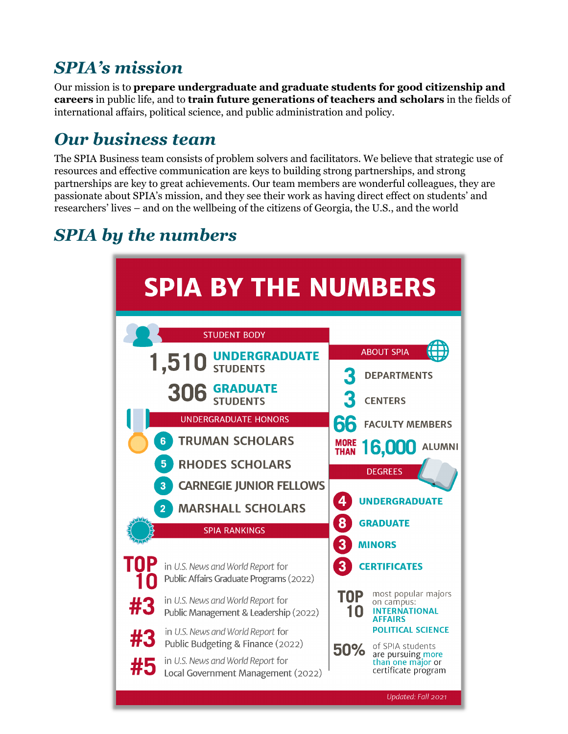## *SPIA's mission*

Our mission is to **prepare undergraduate and graduate students for good citizenship and careers** in public life, and to **train future generations of teachers and scholars** in the fields of international affairs, political science, and public administration and policy.

## *Our business team*

The SPIA Business team consists of problem solvers and facilitators. We believe that strategic use of resources and effective communication are keys to building strong partnerships, and strong partnerships are key to great achievements. Our team members are wonderful colleagues, they are passionate about SPIA's mission, and they see their work as having direct effect on students' and researchers' lives – and on the wellbeing of the citizens of Georgia, the U.S., and the world

## *SPIA by the numbers*

# SPIA BY THE NUMBERS

### STUDENT BODY

1,510 UNDERGRADUATE STUDENTS

306 GRADUATE STUDENTS

### UNDERGRADUATE HONORS

- 6 TRUMAN SCHOLARS
- 5 RHODES SCHOLARS
- 3 CARNEGIE JUNIOR FELLOWS
- 2 MARSHALL SCHOLARS

### SPIA RANKINGS

**TOP 10** in *U.S. News and World Report* for Public Affairs Graduate Programs (2022)

**#3** in *U.S. News and World Report* for Public Management & Leadership (2022)

**#3** in *U.S. News and World Report* for Public Budgeting & Finance (2022)

**#5** in *U.S. News and World Report* for Local Government Management (2022)

### ABOUT SPIA

- 3 DEPARTMENTS
- 3 CENTERS
- 66 FACULTY MEMBERS
- MORE THAN 16,000 ALUMNI

### DEGREES

- 4 UNDERGRADUATE
- 8 GRADUATE
- 3 MINORS
- 3 CERTIFICATES

**TOP 10** most popular majors on campus: INTERNATIONAL AFFAIRS, POLITICAL SCIENCE

**50%** of SPIA students are pursuing more than one major or certificate program

*Updated: Fall 2021*